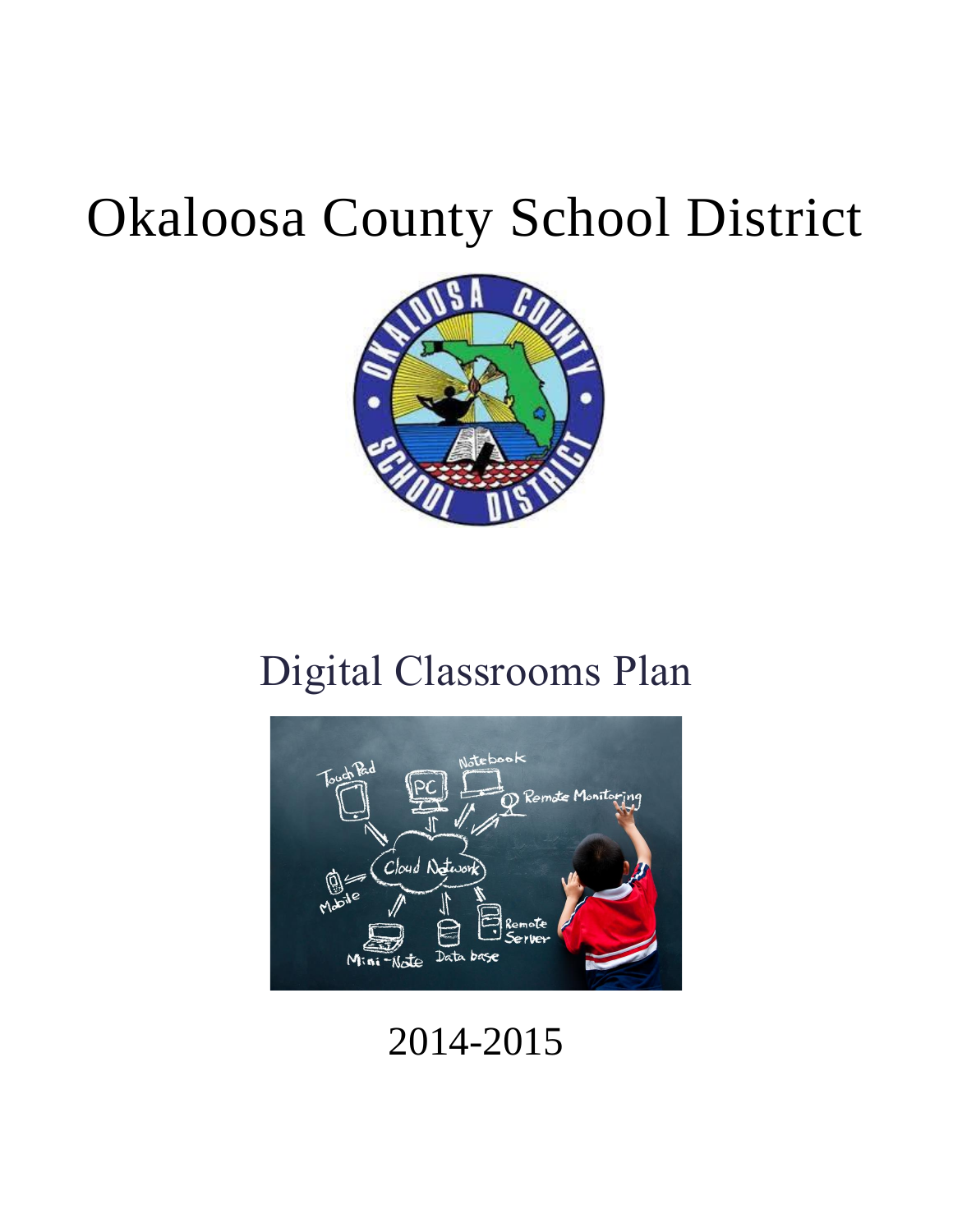# Okaloosa County School District

## Digital Classrooms Plan

2014-2015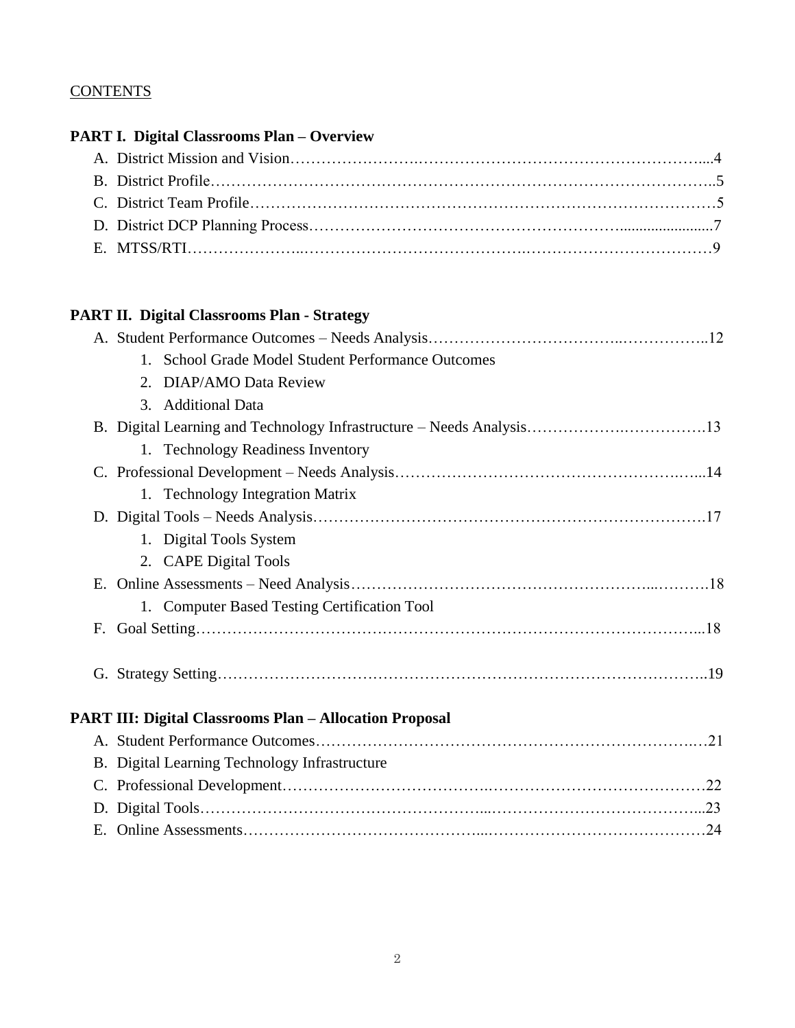CONTENTS

**PART I. Digital Classrooms Plan – Overview**

A. District Mission and Vision ... 4
B. District Profile ... 5
C. District Team Profile ... 5
D. District DCP Planning Process ... 7
E. MTSS/RTI ... 9

**PART II. Digital Classrooms Plan - Strategy**

A. Student Performance Outcomes – Needs Analysis ... 12
   1. School Grade Model Student Performance Outcomes
   2. DIAP/AMO Data Review
   3. Additional Data
B. Digital Learning and Technology Infrastructure – Needs Analysis ... 13
   1. Technology Readiness Inventory
C. Professional Development – Needs Analysis ... 14
   1. Technology Integration Matrix
D. Digital Tools – Needs Analysis ... 17
   1. Digital Tools System
   2. CAPE Digital Tools
E. Online Assessments – Need Analysis ... 18
   1. Computer Based Testing Certification Tool
F. Goal Setting ... 18

G. Strategy Setting ... 19

**PART III: Digital Classrooms Plan – Allocation Proposal**

A. Student Performance Outcomes ... 21
B. Digital Learning Technology Infrastructure
C. Professional Development ... 22
D. Digital Tools ... 23
E. Online Assessments ... 24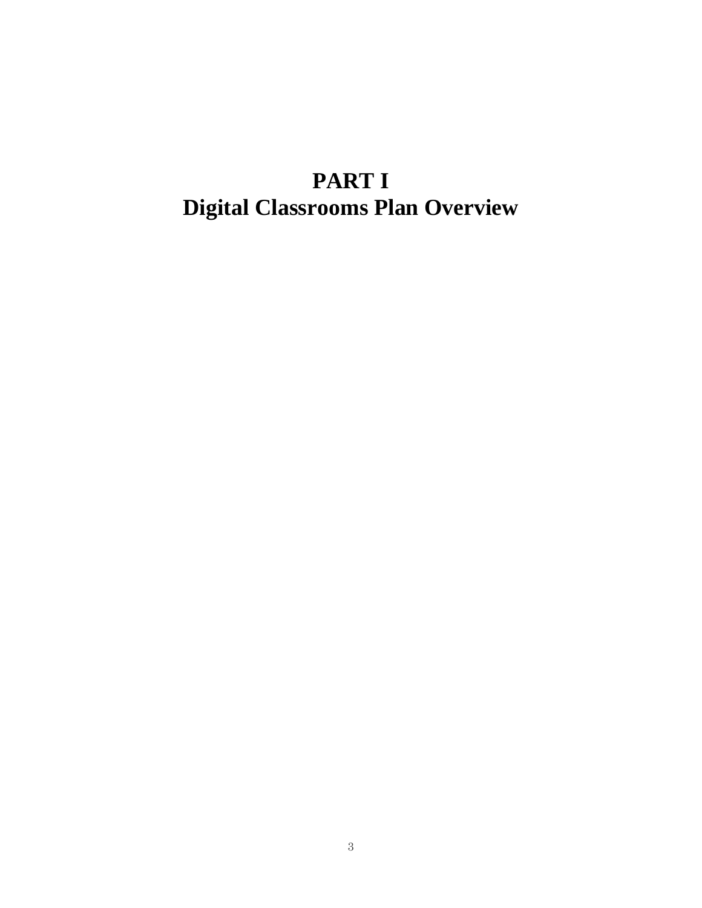# PART I
# Digital Classrooms Plan Overview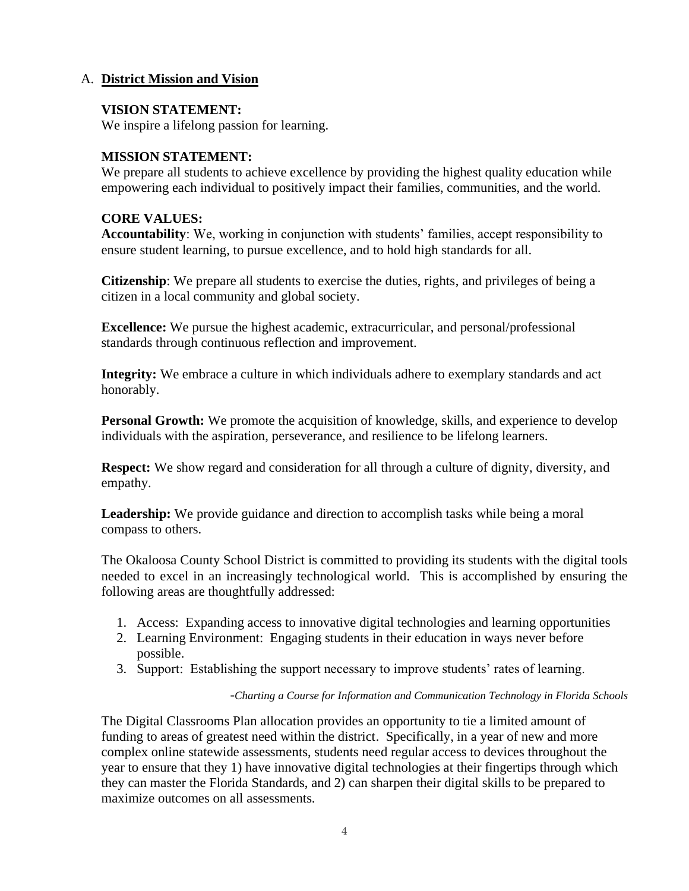## A. **District Mission and Vision**

**VISION STATEMENT:**
We inspire a lifelong passion for learning.

**MISSION STATEMENT:**
We prepare all students to achieve excellence by providing the highest quality education while empowering each individual to positively impact their families, communities, and the world.

**CORE VALUES:**
**Accountability**: We, working in conjunction with students' families, accept responsibility to ensure student learning, to pursue excellence, and to hold high standards for all.

**Citizenship**: We prepare all students to exercise the duties, rights, and privileges of being a citizen in a local community and global society.

**Excellence:** We pursue the highest academic, extracurricular, and personal/professional standards through continuous reflection and improvement.

**Integrity:** We embrace a culture in which individuals adhere to exemplary standards and act honorably.

**Personal Growth:** We promote the acquisition of knowledge, skills, and experience to develop individuals with the aspiration, perseverance, and resilience to be lifelong learners.

**Respect:** We show regard and consideration for all through a culture of dignity, diversity, and empathy.

**Leadership:** We provide guidance and direction to accomplish tasks while being a moral compass to others.

The Okaloosa County School District is committed to providing its students with the digital tools needed to excel in an increasingly technological world. This is accomplished by ensuring the following areas are thoughtfully addressed:

1. Access: Expanding access to innovative digital technologies and learning opportunities
2. Learning Environment: Engaging students in their education in ways never before possible.
3. Support: Establishing the support necessary to improve students' rates of learning.

*-Charting a Course for Information and Communication Technology in Florida Schools*

The Digital Classrooms Plan allocation provides an opportunity to tie a limited amount of funding to areas of greatest need within the district. Specifically, in a year of new and more complex online statewide assessments, students need regular access to devices throughout the year to ensure that they 1) have innovative digital technologies at their fingertips through which they can master the Florida Standards, and 2) can sharpen their digital skills to be prepared to maximize outcomes on all assessments.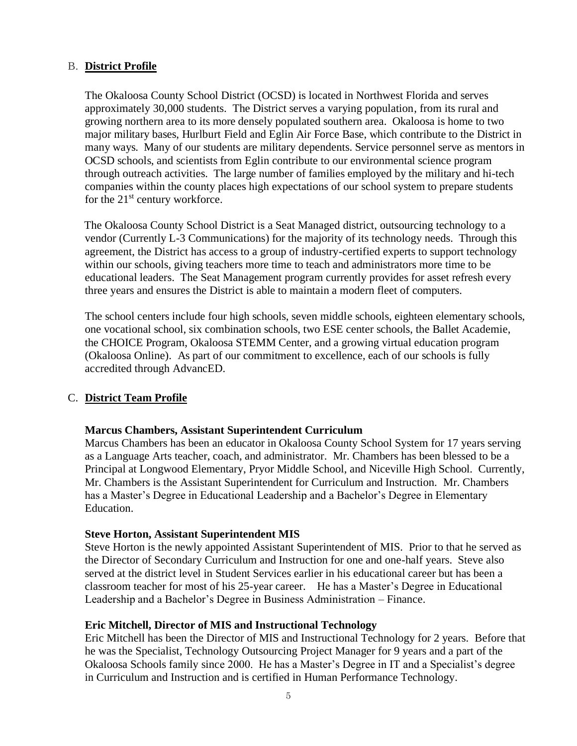## B. **District Profile**

The Okaloosa County School District (OCSD) is located in Northwest Florida and serves approximately 30,000 students. The District serves a varying population, from its rural and growing northern area to its more densely populated southern area. Okaloosa is home to two major military bases, Hurlburt Field and Eglin Air Force Base, which contribute to the District in many ways. Many of our students are military dependents. Service personnel serve as mentors in OCSD schools, and scientists from Eglin contribute to our environmental science program through outreach activities. The large number of families employed by the military and hi-tech companies within the county places high expectations of our school system to prepare students for the 21st century workforce.

The Okaloosa County School District is a Seat Managed district, outsourcing technology to a vendor (Currently L-3 Communications) for the majority of its technology needs. Through this agreement, the District has access to a group of industry-certified experts to support technology within our schools, giving teachers more time to teach and administrators more time to be educational leaders. The Seat Management program currently provides for asset refresh every three years and ensures the District is able to maintain a modern fleet of computers.

The school centers include four high schools, seven middle schools, eighteen elementary schools, one vocational school, six combination schools, two ESE center schools, the Ballet Academie, the CHOICE Program, Okaloosa STEMM Center, and a growing virtual education program (Okaloosa Online). As part of our commitment to excellence, each of our schools is fully accredited through AdvancED.

## C. **District Team Profile**

**Marcus Chambers, Assistant Superintendent Curriculum**
Marcus Chambers has been an educator in Okaloosa County School System for 17 years serving as a Language Arts teacher, coach, and administrator. Mr. Chambers has been blessed to be a Principal at Longwood Elementary, Pryor Middle School, and Niceville High School. Currently, Mr. Chambers is the Assistant Superintendent for Curriculum and Instruction. Mr. Chambers has a Master's Degree in Educational Leadership and a Bachelor's Degree in Elementary Education.

**Steve Horton, Assistant Superintendent MIS**
Steve Horton is the newly appointed Assistant Superintendent of MIS. Prior to that he served as the Director of Secondary Curriculum and Instruction for one and one-half years. Steve also served at the district level in Student Services earlier in his educational career but has been a classroom teacher for most of his 25-year career. He has a Master's Degree in Educational Leadership and a Bachelor's Degree in Business Administration – Finance.

**Eric Mitchell, Director of MIS and Instructional Technology**
Eric Mitchell has been the Director of MIS and Instructional Technology for 2 years. Before that he was the Specialist, Technology Outsourcing Project Manager for 9 years and a part of the Okaloosa Schools family since 2000. He has a Master's Degree in IT and a Specialist's degree in Curriculum and Instruction and is certified in Human Performance Technology.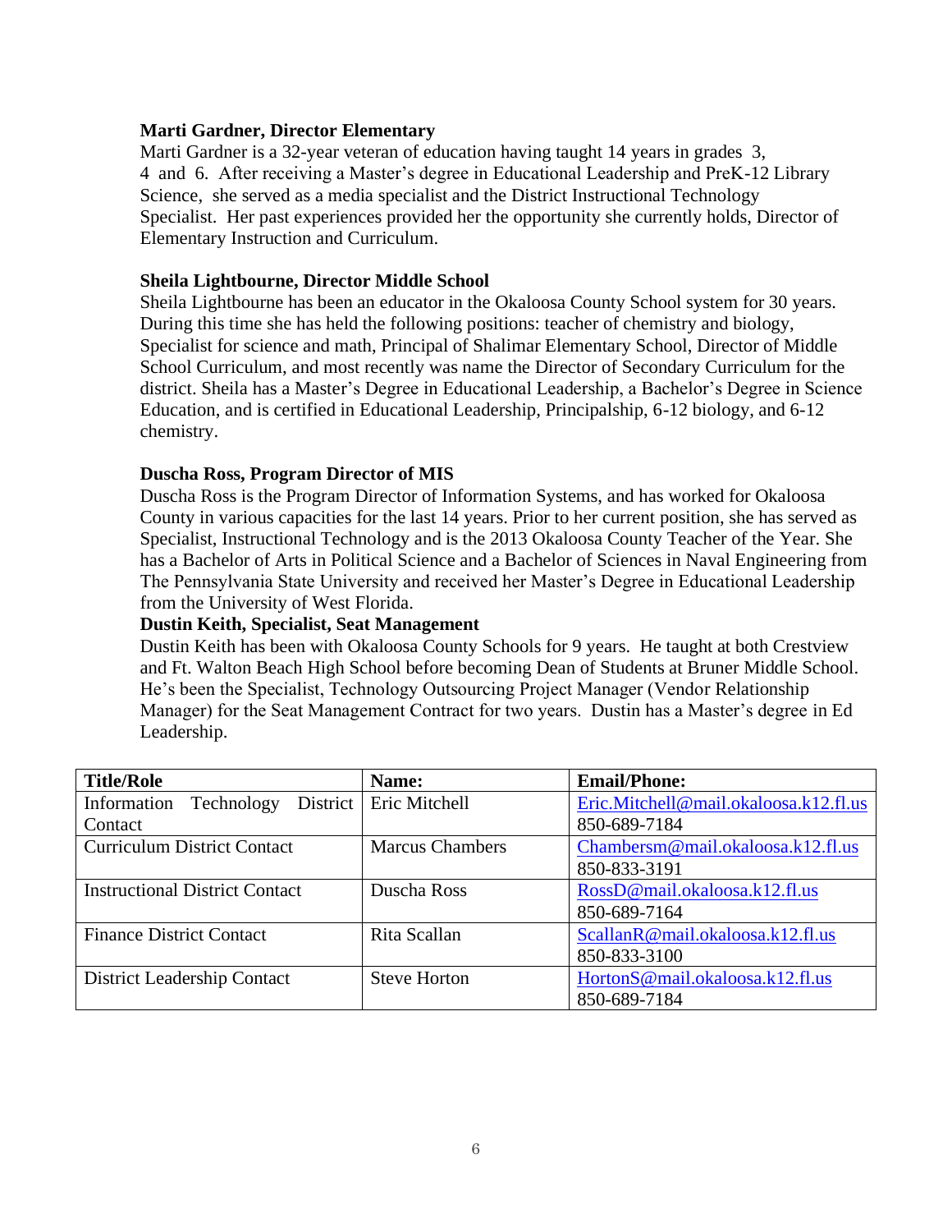**Marti Gardner, Director Elementary**

Marti Gardner is a 32-year veteran of education having taught 14 years in grades 3, 4 and 6. After receiving a Master's degree in Educational Leadership and PreK-12 Library Science, she served as a media specialist and the District Instructional Technology Specialist. Her past experiences provided her the opportunity she currently holds, Director of Elementary Instruction and Curriculum.

**Sheila Lightbourne, Director Middle School**

Sheila Lightbourne has been an educator in the Okaloosa County School system for 30 years. During this time she has held the following positions: teacher of chemistry and biology, Specialist for science and math, Principal of Shalimar Elementary School, Director of Middle School Curriculum, and most recently was name the Director of Secondary Curriculum for the district. Sheila has a Master's Degree in Educational Leadership, a Bachelor's Degree in Science Education, and is certified in Educational Leadership, Principalship, 6-12 biology, and 6-12 chemistry.

**Duscha Ross, Program Director of MIS**

Duscha Ross is the Program Director of Information Systems, and has worked for Okaloosa County in various capacities for the last 14 years. Prior to her current position, she has served as Specialist, Instructional Technology and is the 2013 Okaloosa County Teacher of the Year. She has a Bachelor of Arts in Political Science and a Bachelor of Sciences in Naval Engineering from The Pennsylvania State University and received her Master's Degree in Educational Leadership from the University of West Florida.

**Dustin Keith, Specialist, Seat Management**

Dustin Keith has been with Okaloosa County Schools for 9 years. He taught at both Crestview and Ft. Walton Beach High School before becoming Dean of Students at Bruner Middle School. He's been the Specialist, Technology Outsourcing Project Manager (Vendor Relationship Manager) for the Seat Management Contract for two years. Dustin has a Master's degree in Ed Leadership.

| Title/Role | Name: | Email/Phone: |
|---|---|---|
| Information Technology District Contact | Eric Mitchell | Eric.Mitchell@mail.okaloosa.k12.fl.us 850-689-7184 |
| Curriculum District Contact | Marcus Chambers | Chambersm@mail.okaloosa.k12.fl.us 850-833-3191 |
| Instructional District Contact | Duscha Ross | RossD@mail.okaloosa.k12.fl.us 850-689-7164 |
| Finance District Contact | Rita Scallan | ScallanR@mail.okaloosa.k12.fl.us 850-833-3100 |
| District Leadership Contact | Steve Horton | HortonS@mail.okaloosa.k12.fl.us 850-689-7184 |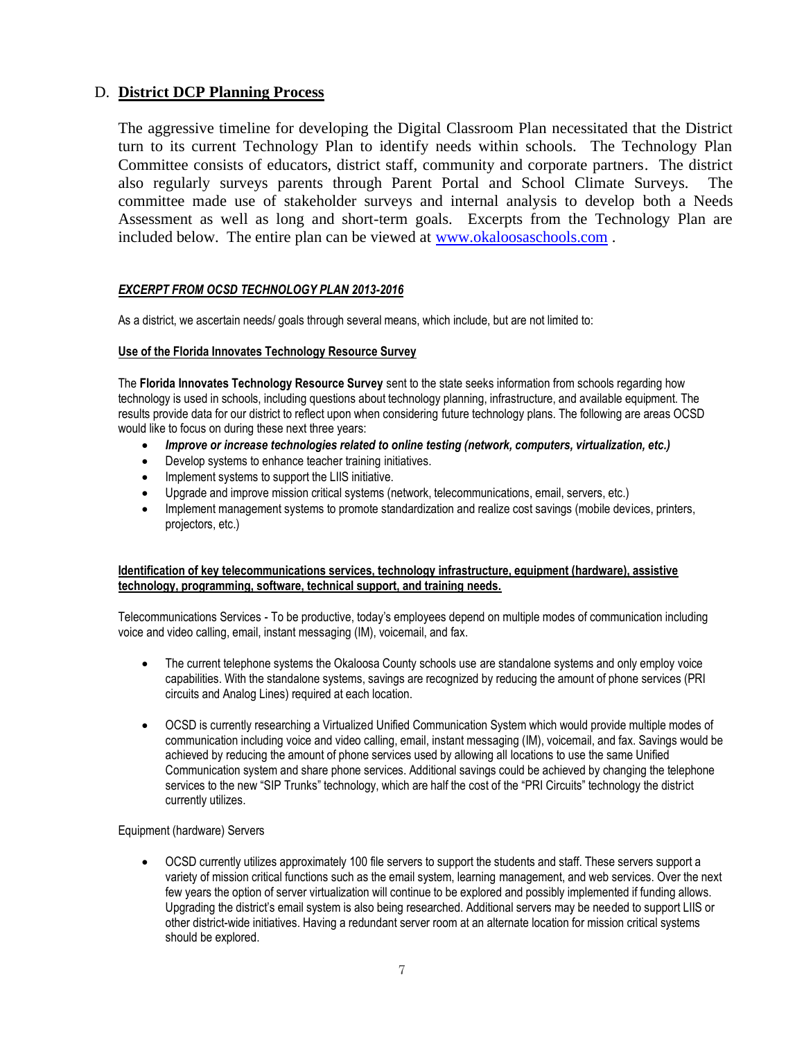## D. **District DCP Planning Process**

The aggressive timeline for developing the Digital Classroom Plan necessitated that the District turn to its current Technology Plan to identify needs within schools. The Technology Plan Committee consists of educators, district staff, community and corporate partners. The district also regularly surveys parents through Parent Portal and School Climate Surveys. The committee made use of stakeholder surveys and internal analysis to develop both a Needs Assessment as well as long and short-term goals. Excerpts from the Technology Plan are included below. The entire plan can be viewed at [www.okaloosaschools.com](http://www.okaloosaschools.com) .

***EXCERPT FROM OCSD TECHNOLOGY PLAN 2013-2016***

As a district, we ascertain needs/ goals through several means, which include, but are not limited to:

**Use of the Florida Innovates Technology Resource Survey**

The **Florida Innovates Technology Resource Survey** sent to the state seeks information from schools regarding how technology is used in schools, including questions about technology planning, infrastructure, and available equipment. The results provide data for our district to reflect upon when considering future technology plans. The following are areas OCSD would like to focus on during these next three years:

- ***Improve or increase technologies related to online testing (network, computers, virtualization, etc.)***
- Develop systems to enhance teacher training initiatives.
- Implement systems to support the LIIS initiative.
- Upgrade and improve mission critical systems (network, telecommunications, email, servers, etc.)
- Implement management systems to promote standardization and realize cost savings (mobile devices, printers, projectors, etc.)

**Identification of key telecommunications services, technology infrastructure, equipment (hardware), assistive technology, programming, software, technical support, and training needs.**

Telecommunications Services - To be productive, today's employees depend on multiple modes of communication including voice and video calling, email, instant messaging (IM), voicemail, and fax.

- The current telephone systems the Okaloosa County schools use are standalone systems and only employ voice capabilities. With the standalone systems, savings are recognized by reducing the amount of phone services (PRI circuits and Analog Lines) required at each location.
- OCSD is currently researching a Virtualized Unified Communication System which would provide multiple modes of communication including voice and video calling, email, instant messaging (IM), voicemail, and fax. Savings would be achieved by reducing the amount of phone services used by allowing all locations to use the same Unified Communication system and share phone services. Additional savings could be achieved by changing the telephone services to the new "SIP Trunks" technology, which are half the cost of the "PRI Circuits" technology the district currently utilizes.

Equipment (hardware) Servers

- OCSD currently utilizes approximately 100 file servers to support the students and staff. These servers support a variety of mission critical functions such as the email system, learning management, and web services. Over the next few years the option of server virtualization will continue to be explored and possibly implemented if funding allows. Upgrading the district's email system is also being researched. Additional servers may be needed to support LIIS or other district-wide initiatives. Having a redundant server room at an alternate location for mission critical systems should be explored.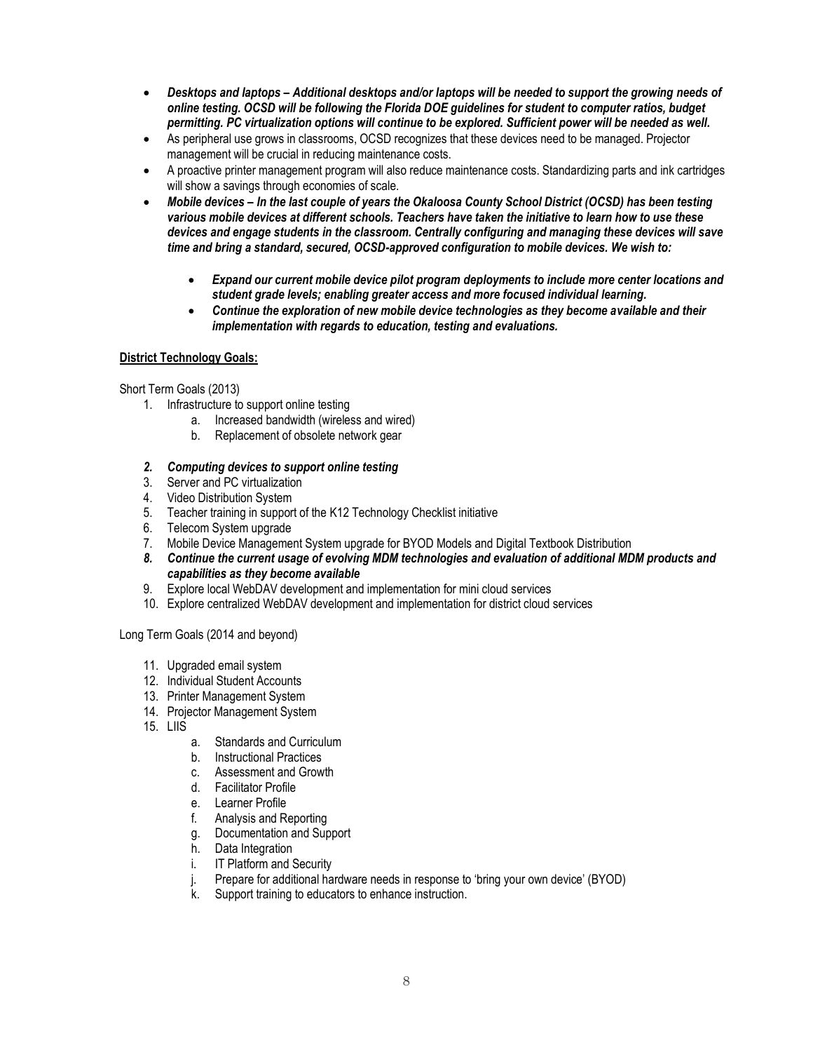- ***Desktops and laptops – Additional desktops and/or laptops will be needed to support the growing needs of online testing. OCSD will be following the Florida DOE guidelines for student to computer ratios, budget permitting. PC virtualization options will continue to be explored. Sufficient power will be needed as well.***
- As peripheral use grows in classrooms, OCSD recognizes that these devices need to be managed. Projector management will be crucial in reducing maintenance costs.
- A proactive printer management program will also reduce maintenance costs. Standardizing parts and ink cartridges will show a savings through economies of scale.
- ***Mobile devices – In the last couple of years the Okaloosa County School District (OCSD) has been testing various mobile devices at different schools. Teachers have taken the initiative to learn how to use these devices and engage students in the classroom. Centrally configuring and managing these devices will save time and bring a standard, secured, OCSD-approved configuration to mobile devices. We wish to:***
    - ***Expand our current mobile device pilot program deployments to include more center locations and student grade levels; enabling greater access and more focused individual learning.***
    - ***Continue the exploration of new mobile device technologies as they become available and their implementation with regards to education, testing and evaluations.***

**District Technology Goals:**

Short Term Goals (2013)

1. Infrastructure to support online testing
    a. Increased bandwidth (wireless and wired)
    b. Replacement of obsolete network gear
2. ***Computing devices to support online testing***
3. Server and PC virtualization
4. Video Distribution System
5. Teacher training in support of the K12 Technology Checklist initiative
6. Telecom System upgrade
7. Mobile Device Management System upgrade for BYOD Models and Digital Textbook Distribution
8. ***Continue the current usage of evolving MDM technologies and evaluation of additional MDM products and capabilities as they become available***
9. Explore local WebDAV development and implementation for mini cloud services
10. Explore centralized WebDAV development and implementation for district cloud services

Long Term Goals (2014 and beyond)

11. Upgraded email system
12. Individual Student Accounts
13. Printer Management System
14. Projector Management System
15. LIIS
    a. Standards and Curriculum
    b. Instructional Practices
    c. Assessment and Growth
    d. Facilitator Profile
    e. Learner Profile
    f. Analysis and Reporting
    g. Documentation and Support
    h. Data Integration
    i. IT Platform and Security
    j. Prepare for additional hardware needs in response to 'bring your own device' (BYOD)
    k. Support training to educators to enhance instruction.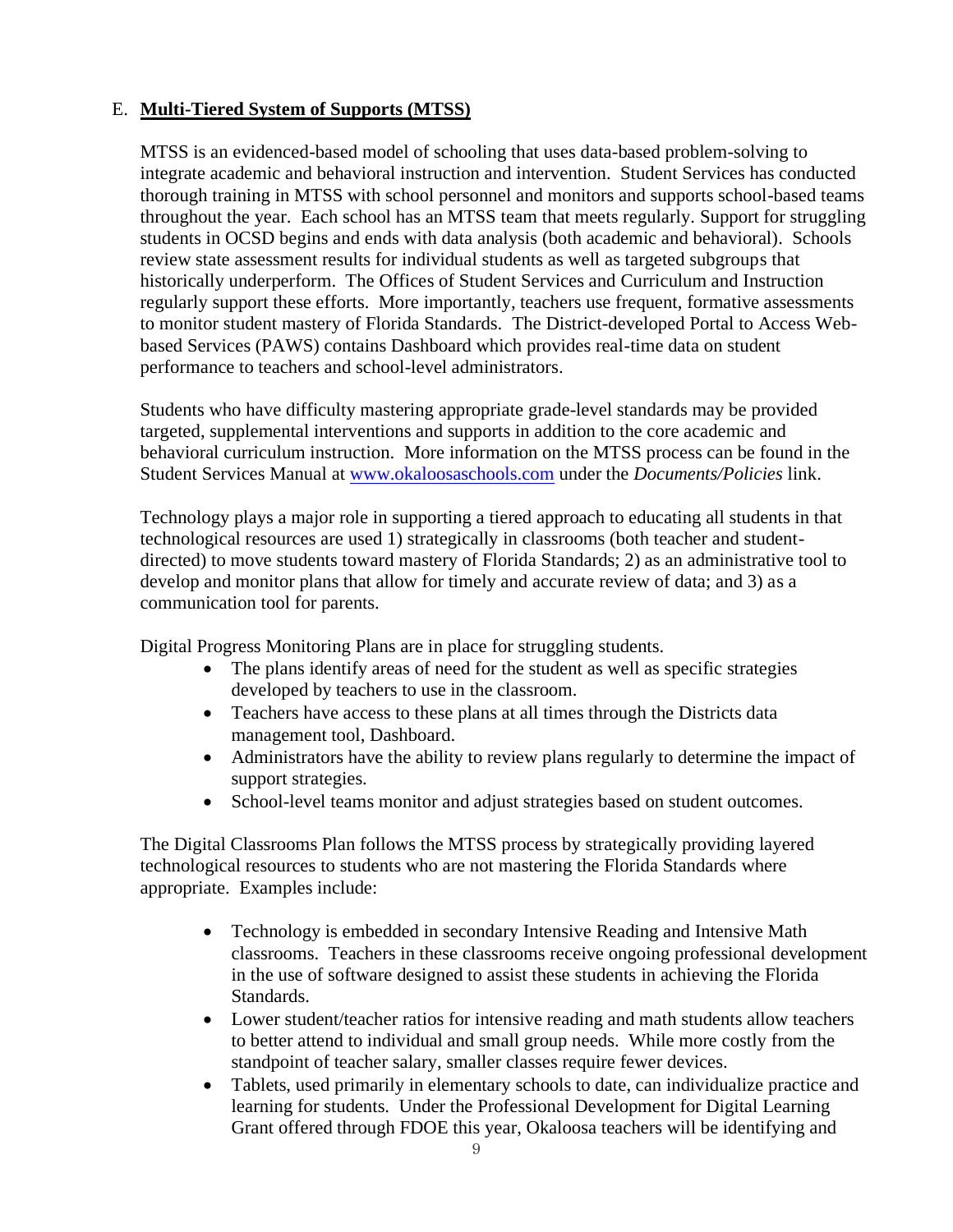## E. **Multi-Tiered System of Supports (MTSS)**

MTSS is an evidenced-based model of schooling that uses data-based problem-solving to integrate academic and behavioral instruction and intervention. Student Services has conducted thorough training in MTSS with school personnel and monitors and supports school-based teams throughout the year. Each school has an MTSS team that meets regularly. Support for struggling students in OCSD begins and ends with data analysis (both academic and behavioral). Schools review state assessment results for individual students as well as targeted subgroups that historically underperform. The Offices of Student Services and Curriculum and Instruction regularly support these efforts. More importantly, teachers use frequent, formative assessments to monitor student mastery of Florida Standards. The District-developed Portal to Access Web-based Services (PAWS) contains Dashboard which provides real-time data on student performance to teachers and school-level administrators.

Students who have difficulty mastering appropriate grade-level standards may be provided targeted, supplemental interventions and supports in addition to the core academic and behavioral curriculum instruction. More information on the MTSS process can be found in the Student Services Manual at www.okaloosaschools.com under the *Documents/Policies* link.

Technology plays a major role in supporting a tiered approach to educating all students in that technological resources are used 1) strategically in classrooms (both teacher and student-directed) to move students toward mastery of Florida Standards; 2) as an administrative tool to develop and monitor plans that allow for timely and accurate review of data; and 3) as a communication tool for parents.

Digital Progress Monitoring Plans are in place for struggling students.

- The plans identify areas of need for the student as well as specific strategies developed by teachers to use in the classroom.
- Teachers have access to these plans at all times through the Districts data management tool, Dashboard.
- Administrators have the ability to review plans regularly to determine the impact of support strategies.
- School-level teams monitor and adjust strategies based on student outcomes.

The Digital Classrooms Plan follows the MTSS process by strategically providing layered technological resources to students who are not mastering the Florida Standards where appropriate. Examples include:

- Technology is embedded in secondary Intensive Reading and Intensive Math classrooms. Teachers in these classrooms receive ongoing professional development in the use of software designed to assist these students in achieving the Florida Standards.
- Lower student/teacher ratios for intensive reading and math students allow teachers to better attend to individual and small group needs. While more costly from the standpoint of teacher salary, smaller classes require fewer devices.
- Tablets, used primarily in elementary schools to date, can individualize practice and learning for students. Under the Professional Development for Digital Learning Grant offered through FDOE this year, Okaloosa teachers will be identifying and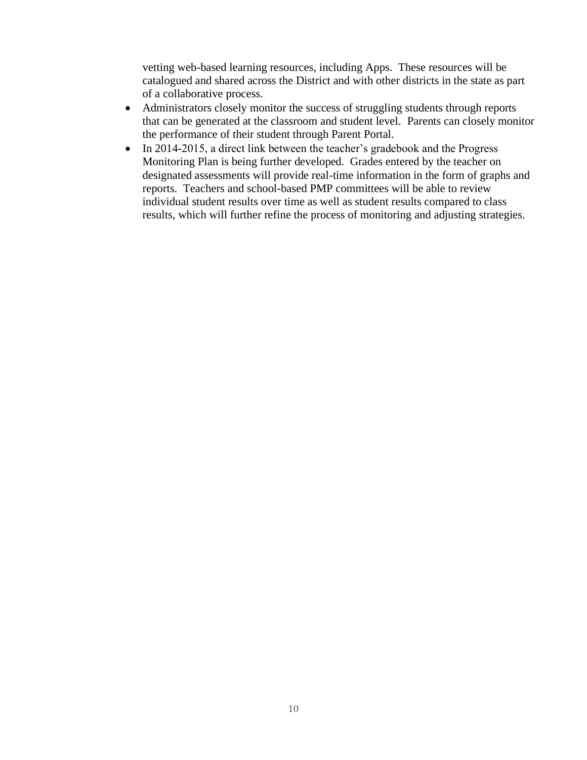vetting web-based learning resources, including Apps. These resources will be catalogued and shared across the District and with other districts in the state as part of a collaborative process.

- Administrators closely monitor the success of struggling students through reports that can be generated at the classroom and student level. Parents can closely monitor the performance of their student through Parent Portal.
- In 2014-2015, a direct link between the teacher's gradebook and the Progress Monitoring Plan is being further developed. Grades entered by the teacher on designated assessments will provide real-time information in the form of graphs and reports. Teachers and school-based PMP committees will be able to review individual student results over time as well as student results compared to class results, which will further refine the process of monitoring and adjusting strategies.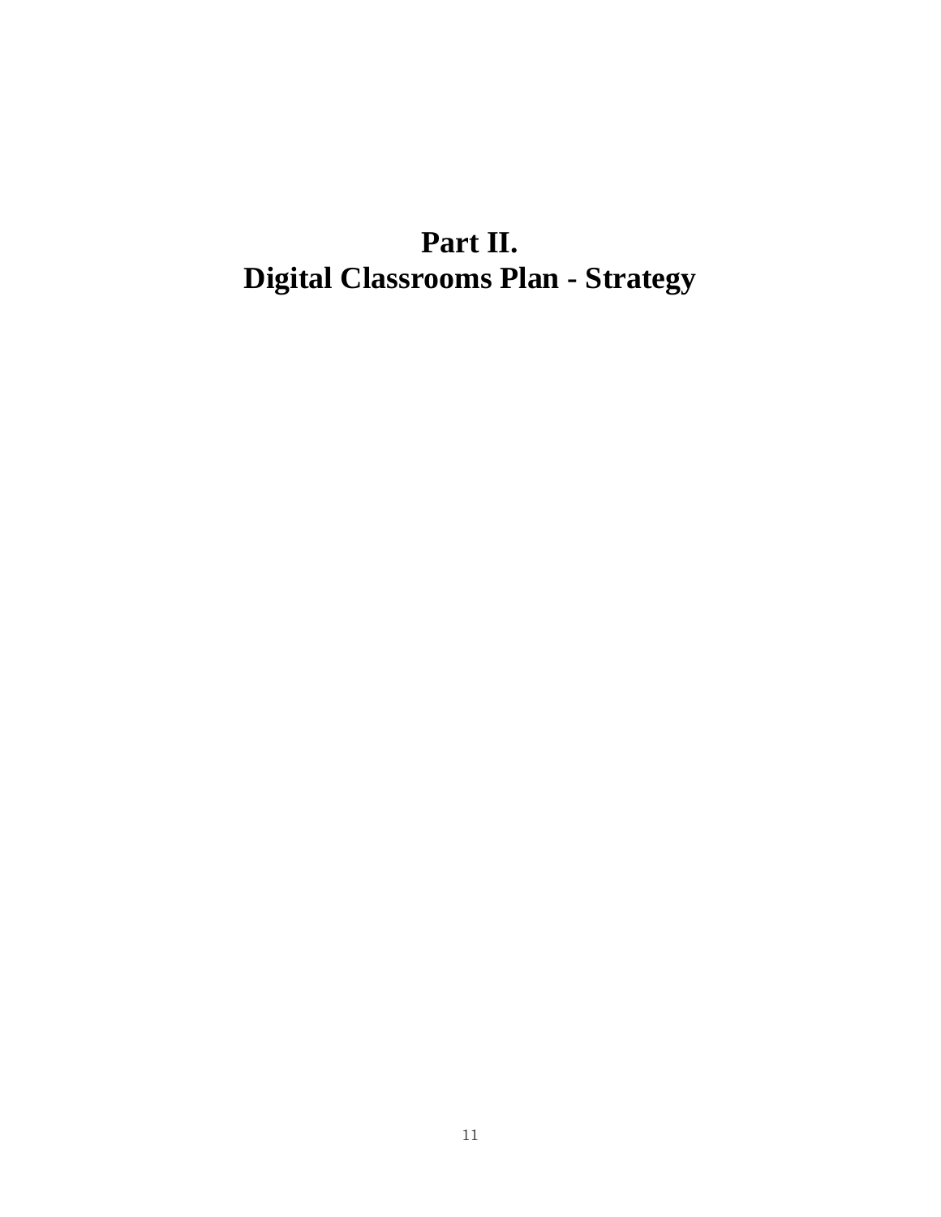# Part II.
# Digital Classrooms Plan - Strategy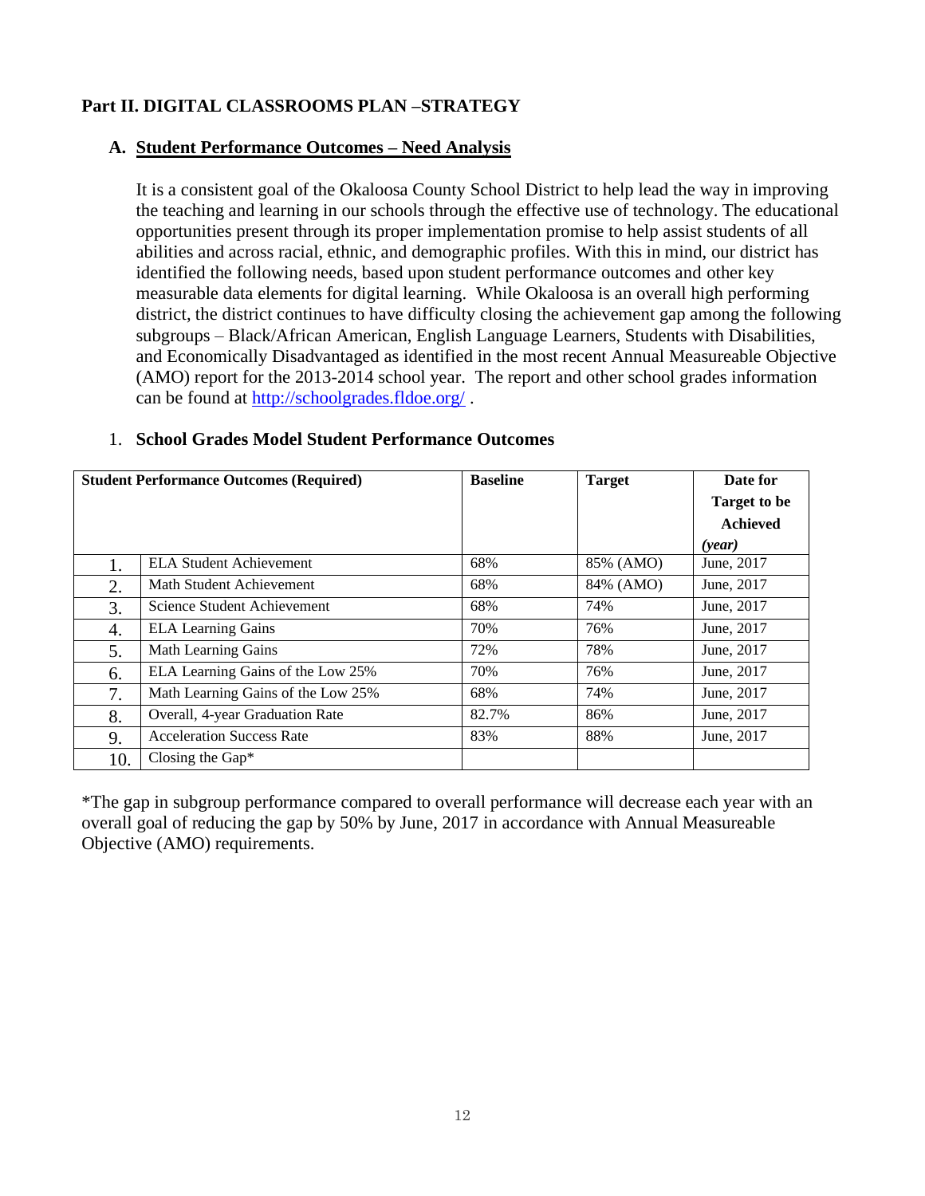## Part II. DIGITAL CLASSROOMS PLAN –STRATEGY

### A. Student Performance Outcomes – Need Analysis

It is a consistent goal of the Okaloosa County School District to help lead the way in improving the teaching and learning in our schools through the effective use of technology. The educational opportunities present through its proper implementation promise to help assist students of all abilities and across racial, ethnic, and demographic profiles. With this in mind, our district has identified the following needs, based upon student performance outcomes and other key measurable data elements for digital learning. While Okaloosa is an overall high performing district, the district continues to have difficulty closing the achievement gap among the following subgroups – Black/African American, English Language Learners, Students with Disabilities, and Economically Disadvantaged as identified in the most recent Annual Measureable Objective (AMO) report for the 2013-2014 school year. The report and other school grades information can be found at [http://schoolgrades.fldoe.org/](http://schoolgrades.fldoe.org/) .

1. **School Grades Model Student Performance Outcomes**

| **Student Performance Outcomes (Required)** | | **Baseline** | **Target** | **Date for Target to be Achieved *(year)*** |
|---|---|---|---|---|
| 1. | ELA Student Achievement | 68% | 85% (AMO) | June, 2017 |
| 2. | Math Student Achievement | 68% | 84% (AMO) | June, 2017 |
| 3. | Science Student Achievement | 68% | 74% | June, 2017 |
| 4. | ELA Learning Gains | 70% | 76% | June, 2017 |
| 5. | Math Learning Gains | 72% | 78% | June, 2017 |
| 6. | ELA Learning Gains of the Low 25% | 70% | 76% | June, 2017 |
| 7. | Math Learning Gains of the Low 25% | 68% | 74% | June, 2017 |
| 8. | Overall, 4-year Graduation Rate | 82.7% | 86% | June, 2017 |
| 9. | Acceleration Success Rate | 83% | 88% | June, 2017 |
| 10. | Closing the Gap* | | | |

*The gap in subgroup performance compared to overall performance will decrease each year with an overall goal of reducing the gap by 50% by June, 2017 in accordance with Annual Measureable Objective (AMO) requirements.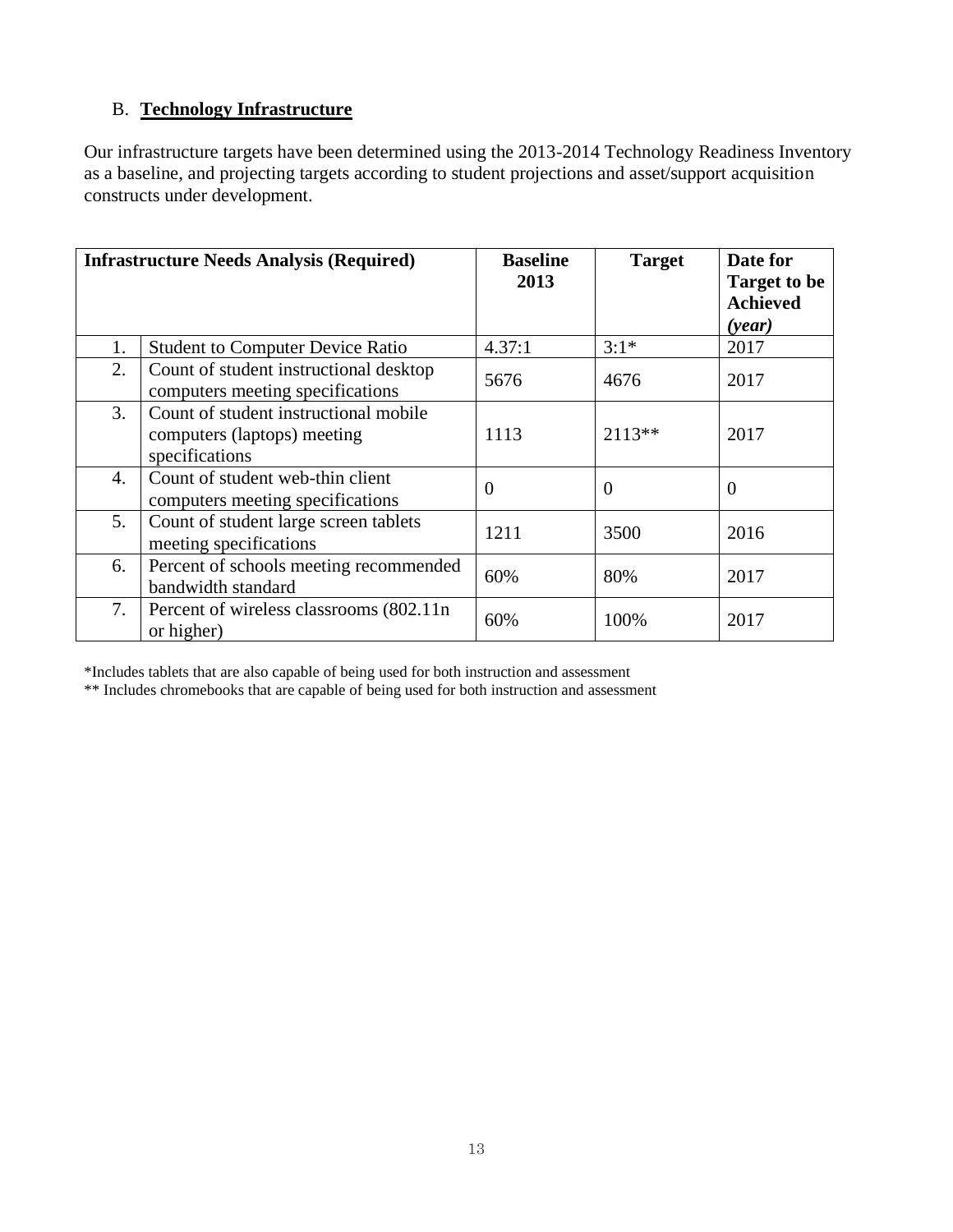### B. **Technology Infrastructure**

Our infrastructure targets have been determined using the 2013-2014 Technology Readiness Inventory as a baseline, and projecting targets according to student projections and asset/support acquisition constructs under development.

| Infrastructure Needs Analysis (Required) | | Baseline 2013 | Target | Date for Target to be Achieved *(year)* |
|---|---|---|---|---|
| 1. | Student to Computer Device Ratio | 4.37:1 | 3:1* | 2017 |
| 2. | Count of student instructional desktop computers meeting specifications | 5676 | 4676 | 2017 |
| 3. | Count of student instructional mobile computers (laptops) meeting specifications | 1113 | 2113** | 2017 |
| 4. | Count of student web-thin client computers meeting specifications | 0 | 0 | 0 |
| 5. | Count of student large screen tablets meeting specifications | 1211 | 3500 | 2016 |
| 6. | Percent of schools meeting recommended bandwidth standard | 60% | 80% | 2017 |
| 7. | Percent of wireless classrooms (802.11n or higher) | 60% | 100% | 2017 |

*Includes tablets that are also capable of being used for both instruction and assessment

** Includes chromebooks that are capable of being used for both instruction and assessment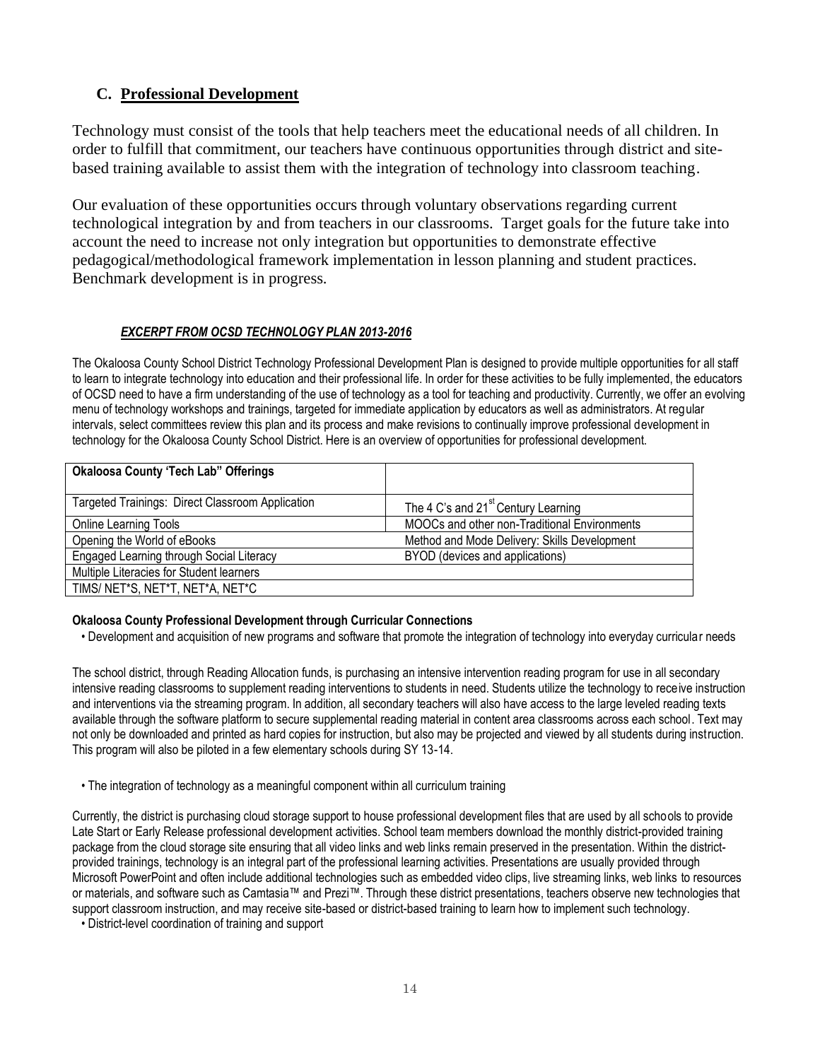## C. Professional Development

Technology must consist of the tools that help teachers meet the educational needs of all children. In order to fulfill that commitment, our teachers have continuous opportunities through district and site-based training available to assist them with the integration of technology into classroom teaching.

Our evaluation of these opportunities occurs through voluntary observations regarding current technological integration by and from teachers in our classrooms. Target goals for the future take into account the need to increase not only integration but opportunities to demonstrate effective pedagogical/methodological framework implementation in lesson planning and student practices. Benchmark development is in progress.

***EXCERPT FROM OCSD TECHNOLOGY PLAN 2013-2016***

The Okaloosa County School District Technology Professional Development Plan is designed to provide multiple opportunities for all staff to learn to integrate technology into education and their professional life. In order for these activities to be fully implemented, the educators of OCSD need to have a firm understanding of the use of technology as a tool for teaching and productivity. Currently, we offer an evolving menu of technology workshops and trainings, targeted for immediate application by educators as well as administrators. At regular intervals, select committees review this plan and its process and make revisions to continually improve professional development in technology for the Okaloosa County School District. Here is an overview of opportunities for professional development.

| **Okaloosa County 'Tech Lab" Offerings** | |
|---|---|
| Targeted Trainings: Direct Classroom Application | The 4 C's and 21st Century Learning |
| Online Learning Tools | MOOCs and other non-Traditional Environments |
| Opening the World of eBooks | Method and Mode Delivery: Skills Development |
| Engaged Learning through Social Literacy | BYOD (devices and applications) |
| Multiple Literacies for Student learners | |
| TIMS/ NET*S, NET*T, NET*A, NET*C | |

**Okaloosa County Professional Development through Curricular Connections**

- Development and acquisition of new programs and software that promote the integration of technology into everyday curricular needs

The school district, through Reading Allocation funds, is purchasing an intensive intervention reading program for use in all secondary intensive reading classrooms to supplement reading interventions to students in need. Students utilize the technology to receive instruction and interventions via the streaming program. In addition, all secondary teachers will also have access to the large leveled reading texts available through the software platform to secure supplemental reading material in content area classrooms across each school. Text may not only be downloaded and printed as hard copies for instruction, but also may be projected and viewed by all students during instruction. This program will also be piloted in a few elementary schools during SY 13-14.

- The integration of technology as a meaningful component within all curriculum training

Currently, the district is purchasing cloud storage support to house professional development files that are used by all schools to provide Late Start or Early Release professional development activities. School team members download the monthly district-provided training package from the cloud storage site ensuring that all video links and web links remain preserved in the presentation. Within the district-provided trainings, technology is an integral part of the professional learning activities. Presentations are usually provided through Microsoft PowerPoint and often include additional technologies such as embedded video clips, live streaming links, web links to resources or materials, and software such as Camtasia™ and Prezi™. Through these district presentations, teachers observe new technologies that support classroom instruction, and may receive site-based or district-based training to learn how to implement such technology.

- District-level coordination of training and support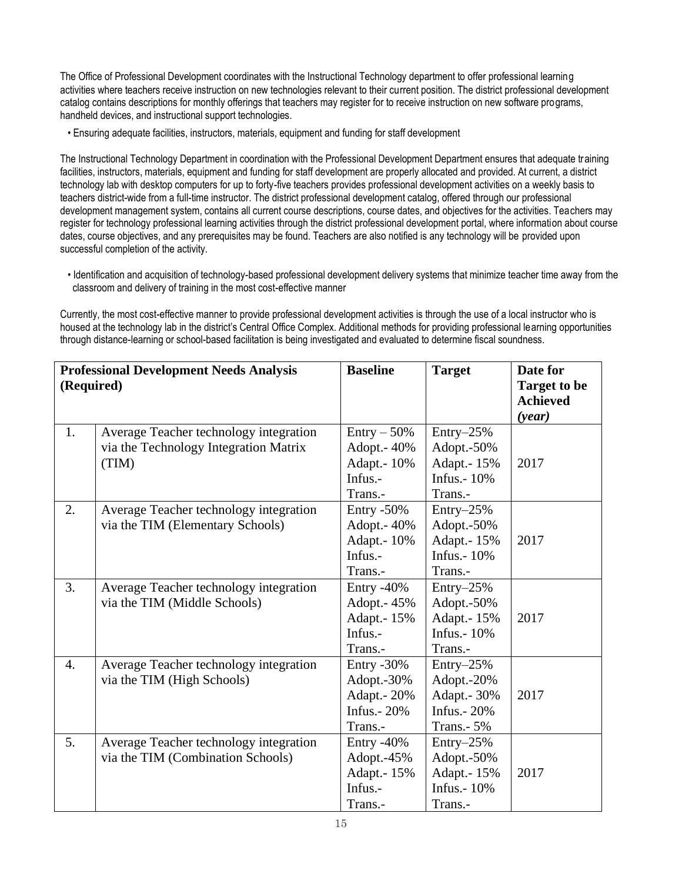The Office of Professional Development coordinates with the Instructional Technology department to offer professional learning activities where teachers receive instruction on new technologies relevant to their current position. The district professional development catalog contains descriptions for monthly offerings that teachers may register for to receive instruction on new software programs, handheld devices, and instructional support technologies.

- Ensuring adequate facilities, instructors, materials, equipment and funding for staff development

The Instructional Technology Department in coordination with the Professional Development Department ensures that adequate training facilities, instructors, materials, equipment and funding for staff development are properly allocated and provided. At current, a district technology lab with desktop computers for up to forty-five teachers provides professional development activities on a weekly basis to teachers district-wide from a full-time instructor. The district professional development catalog, offered through our professional development management system, contains all current course descriptions, course dates, and objectives for the activities. Teachers may register for technology professional learning activities through the district professional development portal, where information about course dates, course objectives, and any prerequisites may be found. Teachers are also notified is any technology will be provided upon successful completion of the activity.

- Identification and acquisition of technology-based professional development delivery systems that minimize teacher time away from the classroom and delivery of training in the most cost-effective manner

Currently, the most cost-effective manner to provide professional development activities is through the use of a local instructor who is housed at the technology lab in the district's Central Office Complex. Additional methods for providing professional learning opportunities through distance-learning or school-based facilitation is being investigated and evaluated to determine fiscal soundness.

| **Professional Development Needs Analysis (Required)** | | **Baseline** | **Target** | **Date for Target to be Achieved *(year)*** |
|---|---|---|---|---|
| 1. | Average Teacher technology integration via the Technology Integration Matrix (TIM) | Entry – 50%<br>Adopt.- 40%<br>Adapt.- 10%<br>Infus.-<br>Trans.- | Entry–25%<br>Adopt.-50%<br>Adapt.- 15%<br>Infus.- 10%<br>Trans.- | 2017 |
| 2. | Average Teacher technology integration via the TIM (Elementary Schools) | Entry -50%<br>Adopt.- 40%<br>Adapt.- 10%<br>Infus.-<br>Trans.- | Entry–25%<br>Adopt.-50%<br>Adapt.- 15%<br>Infus.- 10%<br>Trans.- | 2017 |
| 3. | Average Teacher technology integration via the TIM (Middle Schools) | Entry -40%<br>Adopt.- 45%<br>Adapt.- 15%<br>Infus.-<br>Trans.- | Entry–25%<br>Adopt.-50%<br>Adapt.- 15%<br>Infus.- 10%<br>Trans.- | 2017 |
| 4. | Average Teacher technology integration via the TIM (High Schools) | Entry -30%<br>Adopt.-30%<br>Adapt.- 20%<br>Infus.- 20%<br>Trans.- | Entry–25%<br>Adopt.-20%<br>Adapt.- 30%<br>Infus.- 20%<br>Trans.- 5% | 2017 |
| 5. | Average Teacher technology integration via the TIM (Combination Schools) | Entry -40%<br>Adopt.-45%<br>Adapt.- 15%<br>Infus.-<br>Trans.- | Entry–25%<br>Adopt.-50%<br>Adapt.- 15%<br>Infus.- 10%<br>Trans.- | 2017 |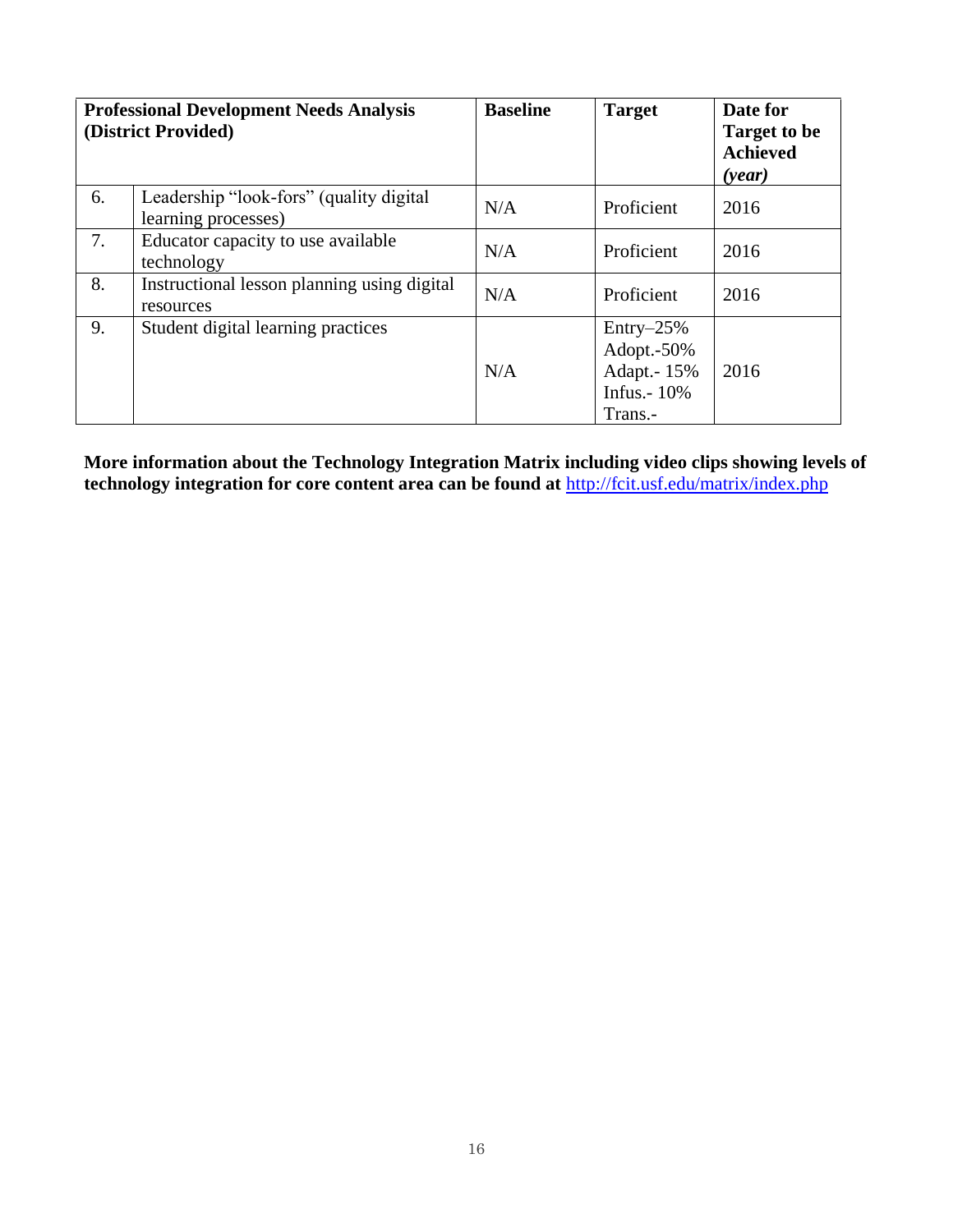| Professional Development Needs Analysis (District Provided) | | Baseline | Target | Date for Target to be Achieved *(year)* |
|---|---|---|---|---|
| 6. | Leadership "look-fors" (quality digital learning processes) | N/A | Proficient | 2016 |
| 7. | Educator capacity to use available technology | N/A | Proficient | 2016 |
| 8. | Instructional lesson planning using digital resources | N/A | Proficient | 2016 |
| 9. | Student digital learning practices | N/A | Entry–25%<br>Adopt.-50%<br>Adapt.- 15%<br>Infus.- 10%<br>Trans.- | 2016 |

**More information about the Technology Integration Matrix including video clips showing levels of technology integration for core content area can be found at** [http://fcit.usf.edu/matrix/index.php](http://fcit.usf.edu/matrix/index.php)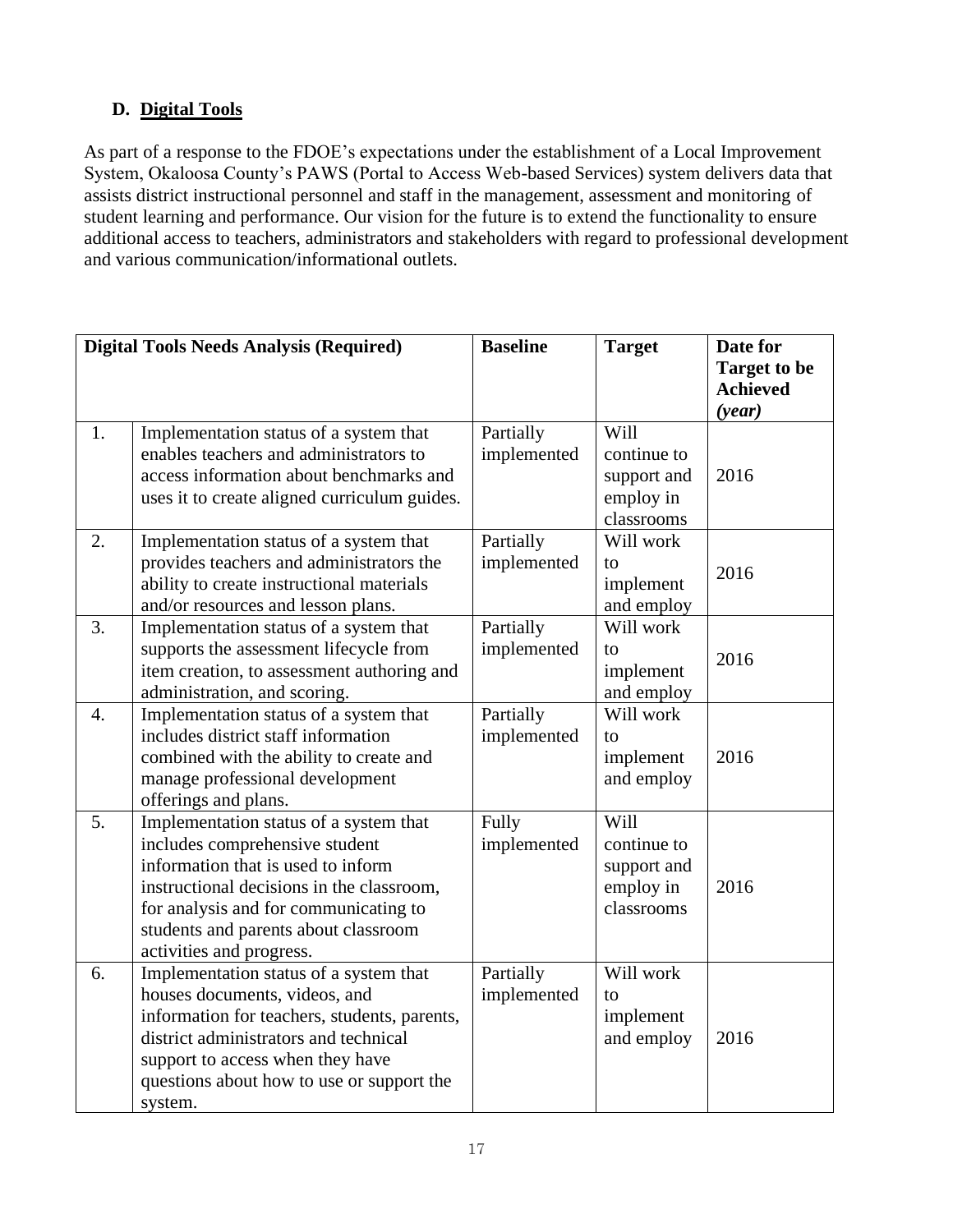### D. Digital Tools

As part of a response to the FDOE's expectations under the establishment of a Local Improvement System, Okaloosa County's PAWS (Portal to Access Web-based Services) system delivers data that assists district instructional personnel and staff in the management, assessment and monitoring of student learning and performance. Our vision for the future is to extend the functionality to ensure additional access to teachers, administrators and stakeholders with regard to professional development and various communication/informational outlets.

| Digital Tools Needs Analysis (Required) | | Baseline | Target | Date for Target to be Achieved *(year)* |
|---|---|---|---|---|
| 1. | Implementation status of a system that enables teachers and administrators to access information about benchmarks and uses it to create aligned curriculum guides. | Partially implemented | Will continue to support and employ in classrooms | 2016 |
| 2. | Implementation status of a system that provides teachers and administrators the ability to create instructional materials and/or resources and lesson plans. | Partially implemented | Will work to implement and employ | 2016 |
| 3. | Implementation status of a system that supports the assessment lifecycle from item creation, to assessment authoring and administration, and scoring. | Partially implemented | Will work to implement and employ | 2016 |
| 4. | Implementation status of a system that includes district staff information combined with the ability to create and manage professional development offerings and plans. | Partially implemented | Will work to implement and employ | 2016 |
| 5. | Implementation status of a system that includes comprehensive student information that is used to inform instructional decisions in the classroom, for analysis and for communicating to students and parents about classroom activities and progress. | Fully implemented | Will continue to support and employ in classrooms | 2016 |
| 6. | Implementation status of a system that houses documents, videos, and information for teachers, students, parents, district administrators and technical support to access when they have questions about how to use or support the system. | Partially implemented | Will work to implement and employ | 2016 |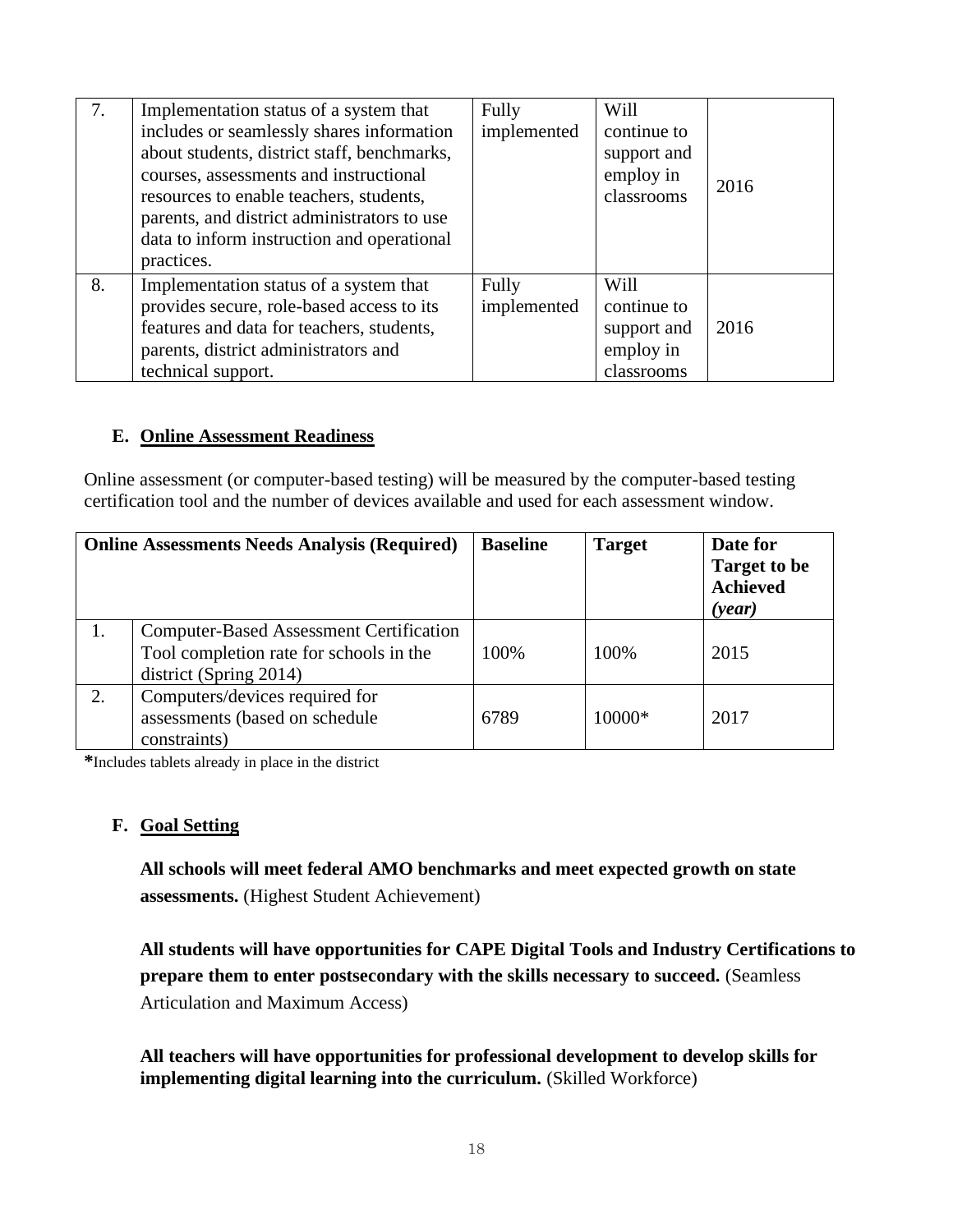| 7. | Implementation status of a system that includes or seamlessly shares information about students, district staff, benchmarks, courses, assessments and instructional resources to enable teachers, students, parents, and district administrators to use data to inform instruction and operational practices. | Fully implemented | Will continue to support and employ in classrooms | 2016 |
|---|---|---|---|---|
| 8. | Implementation status of a system that provides secure, role-based access to its features and data for teachers, students, parents, district administrators and technical support. | Fully implemented | Will continue to support and employ in classrooms | 2016 |

**E. Online Assessment Readiness**

Online assessment (or computer-based testing) will be measured by the computer-based testing certification tool and the number of devices available and used for each assessment window.

| Online Assessments Needs Analysis (Required) | | Baseline | Target | Date for Target to be Achieved *(year)* |
|---|---|---|---|---|
| 1. | Computer-Based Assessment Certification Tool completion rate for schools in the district (Spring 2014) | 100% | 100% | 2015 |
| 2. | Computers/devices required for assessments (based on schedule constraints) | 6789 | 10000* | 2017 |

**\***Includes tablets already in place in the district

**F. Goal Setting**

**All schools will meet federal AMO benchmarks and meet expected growth on state assessments.** (Highest Student Achievement)

**All students will have opportunities for CAPE Digital Tools and Industry Certifications to prepare them to enter postsecondary with the skills necessary to succeed.** (Seamless Articulation and Maximum Access)

**All teachers will have opportunities for professional development to develop skills for implementing digital learning into the curriculum.** (Skilled Workforce)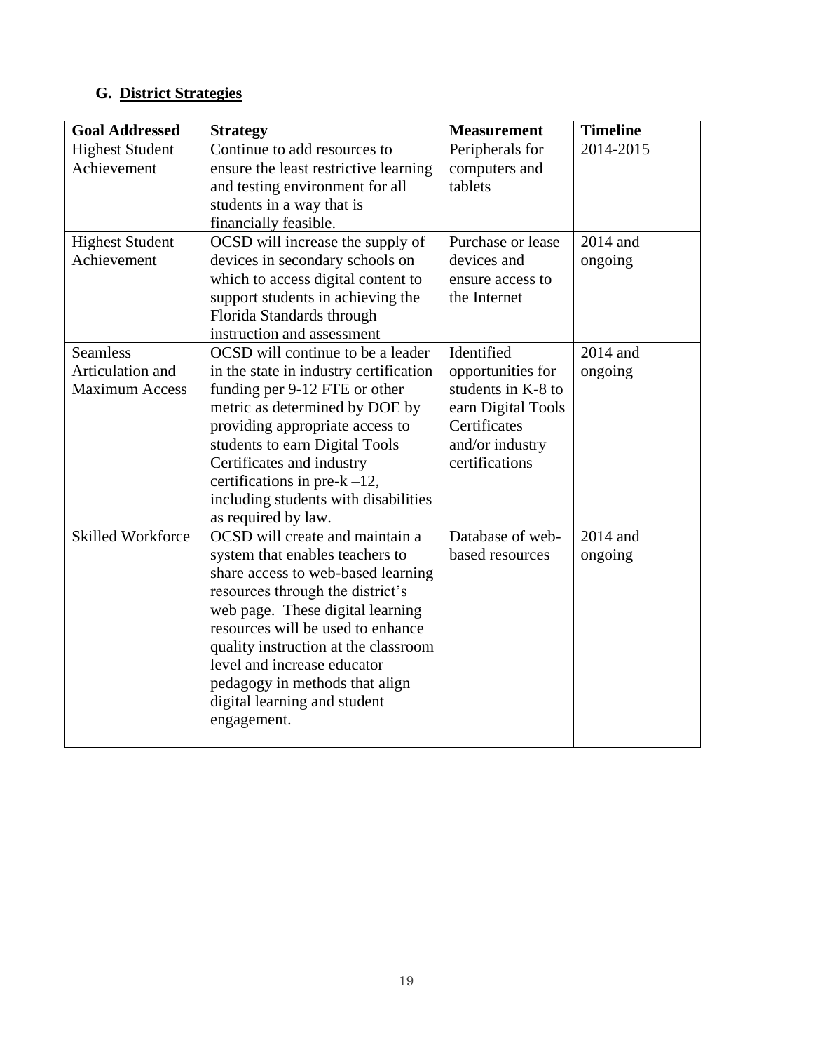### G. District Strategies

| Goal Addressed | Strategy | Measurement | Timeline |
|---|---|---|---|
| Highest Student Achievement | Continue to add resources to ensure the least restrictive learning and testing environment for all students in a way that is financially feasible. | Peripherals for computers and tablets | 2014-2015 |
| Highest Student Achievement | OCSD will increase the supply of devices in secondary schools on which to access digital content to support students in achieving the Florida Standards through instruction and assessment | Purchase or lease devices and ensure access to the Internet | 2014 and ongoing |
| Seamless Articulation and Maximum Access | OCSD will continue to be a leader in the state in industry certification funding per 9-12 FTE or other metric as determined by DOE by providing appropriate access to students to earn Digital Tools Certificates and industry certifications in pre-k –12, including students with disabilities as required by law. | Identified opportunities for students in K-8 to earn Digital Tools Certificates and/or industry certifications | 2014 and ongoing |
| Skilled Workforce | OCSD will create and maintain a system that enables teachers to share access to web-based learning resources through the district's web page. These digital learning resources will be used to enhance quality instruction at the classroom level and increase educator pedagogy in methods that align digital learning and student engagement. | Database of web-based resources | 2014 and ongoing |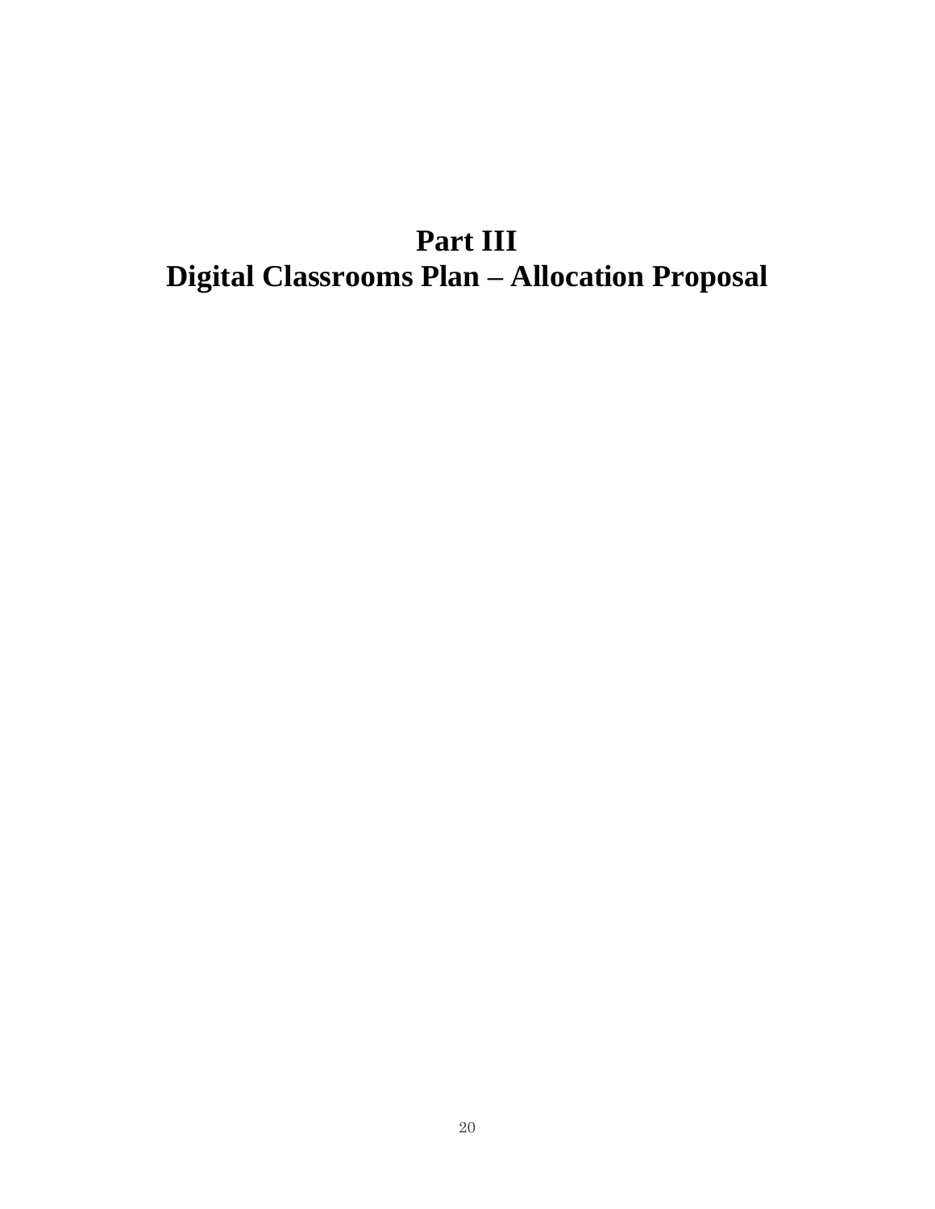# Part III
# Digital Classrooms Plan – Allocation Proposal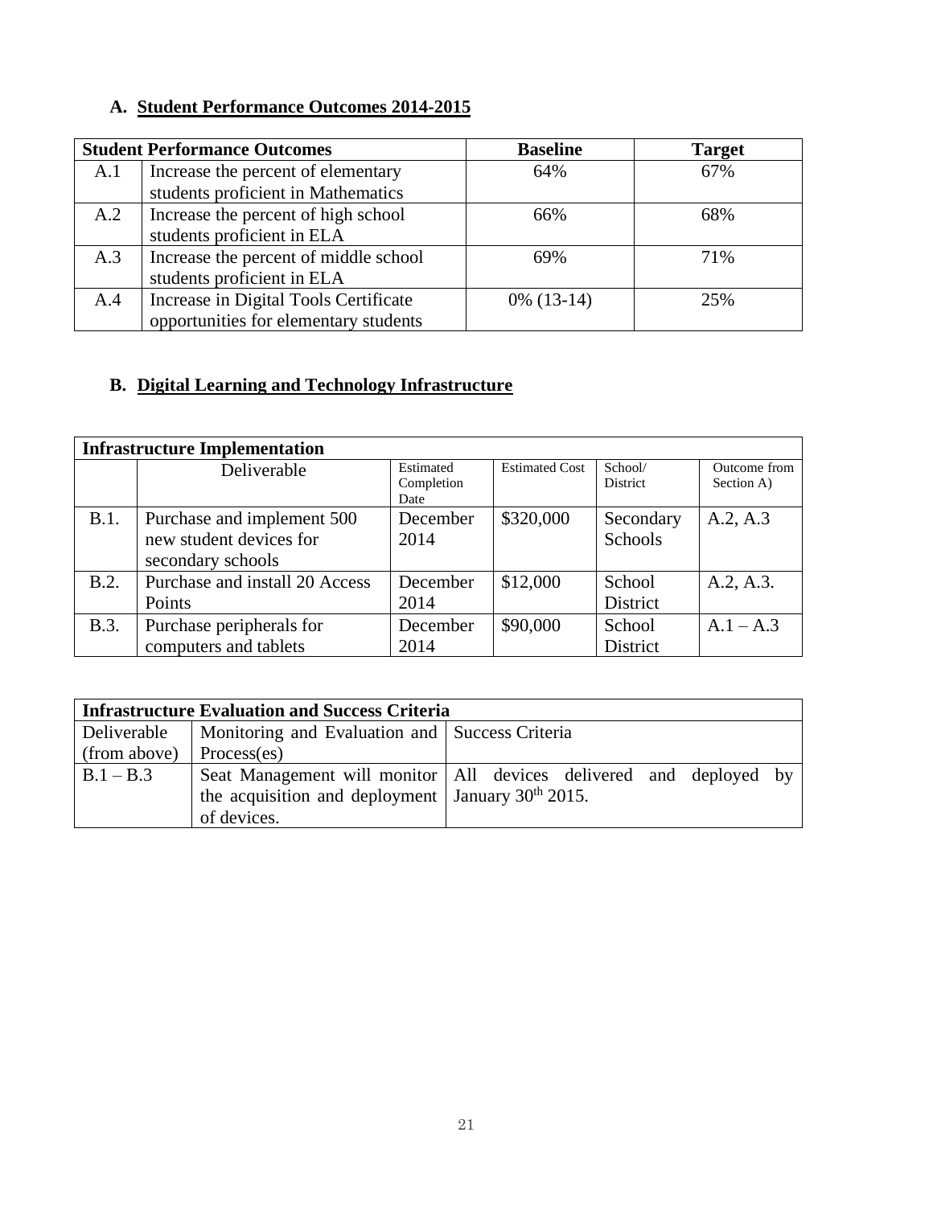## A. Student Performance Outcomes 2014-2015

| Student Performance Outcomes | | Baseline | Target |
|---|---|---|---|
| A.1 | Increase the percent of elementary students proficient in Mathematics | 64% | 67% |
| A.2 | Increase the percent of high school students proficient in ELA | 66% | 68% |
| A.3 | Increase the percent of middle school students proficient in ELA | 69% | 71% |
| A.4 | Increase in Digital Tools Certificate opportunities for elementary students | 0% (13-14) | 25% |

## B. Digital Learning and Technology Infrastructure

| Infrastructure Implementation | | | | | |
|---|---|---|---|---|---|
| | Deliverable | Estimated Completion Date | Estimated Cost | School/ District | Outcome from Section A) |
| B.1. | Purchase and implement 500 new student devices for secondary schools | December 2014 | $320,000 | Secondary Schools | A.2, A.3 |
| B.2. | Purchase and install 20 Access Points | December 2014 | $12,000 | School District | A.2, A.3. |
| B.3. | Purchase peripherals for computers and tablets | December 2014 | $90,000 | School District | A.1 – A.3 |

| Infrastructure Evaluation and Success Criteria | | |
|---|---|---|
| Deliverable (from above) | Monitoring and Evaluation and Process(es) | Success Criteria |
| B.1 – B.3 | Seat Management will monitor the acquisition and deployment of devices. | All devices delivered and deployed by January 30th 2015. |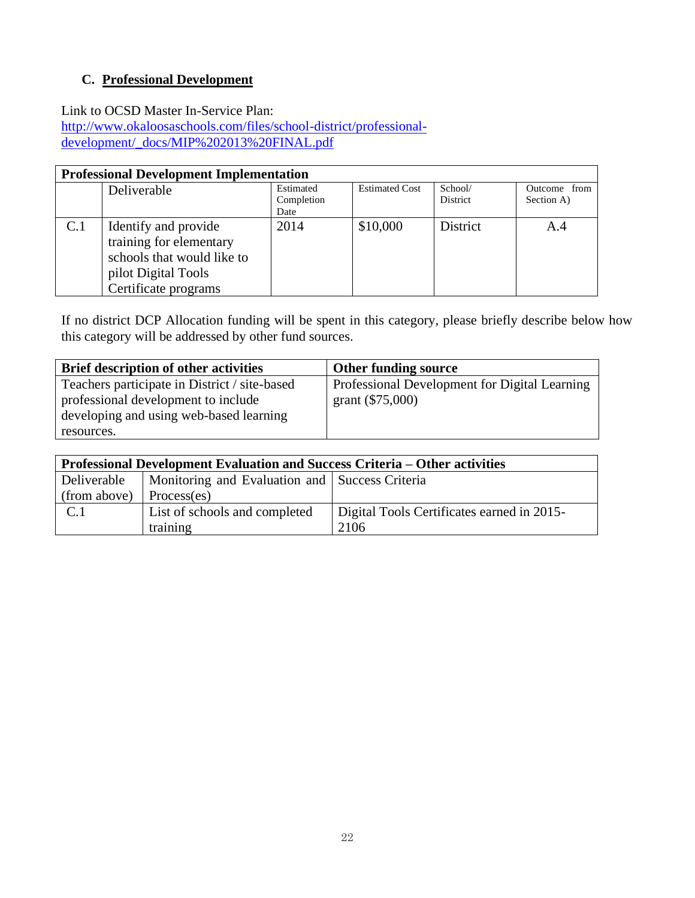## C. Professional Development

Link to OCSD Master In-Service Plan:
[http://www.okaloosaschools.com/files/school-district/professional-development/_docs/MIP%202013%20FINAL.pdf](http://www.okaloosaschools.com/files/school-district/professional-development/_docs/MIP%202013%20FINAL.pdf)

| **Professional Development Implementation** | | | | | |
|---|---|---|---|---|---|
| | Deliverable | Estimated Completion Date | Estimated Cost | School/ District | Outcome from Section A) |
| C.1 | Identify and provide training for elementary schools that would like to pilot Digital Tools Certificate programs | 2014 | $10,000 | District | A.4 |

If no district DCP Allocation funding will be spent in this category, please briefly describe below how this category will be addressed by other fund sources.

| **Brief description of other activities** | **Other funding source** |
|---|---|
| Teachers participate in District / site-based professional development to include developing and using web-based learning resources. | Professional Development for Digital Learning grant ($75,000) |

| **Professional Development Evaluation and Success Criteria – Other activities** | | |
|---|---|---|
| Deliverable (from above) | Monitoring and Evaluation and Process(es) | Success Criteria |
| C.1 | List of schools and completed training | Digital Tools Certificates earned in 2015-2106 |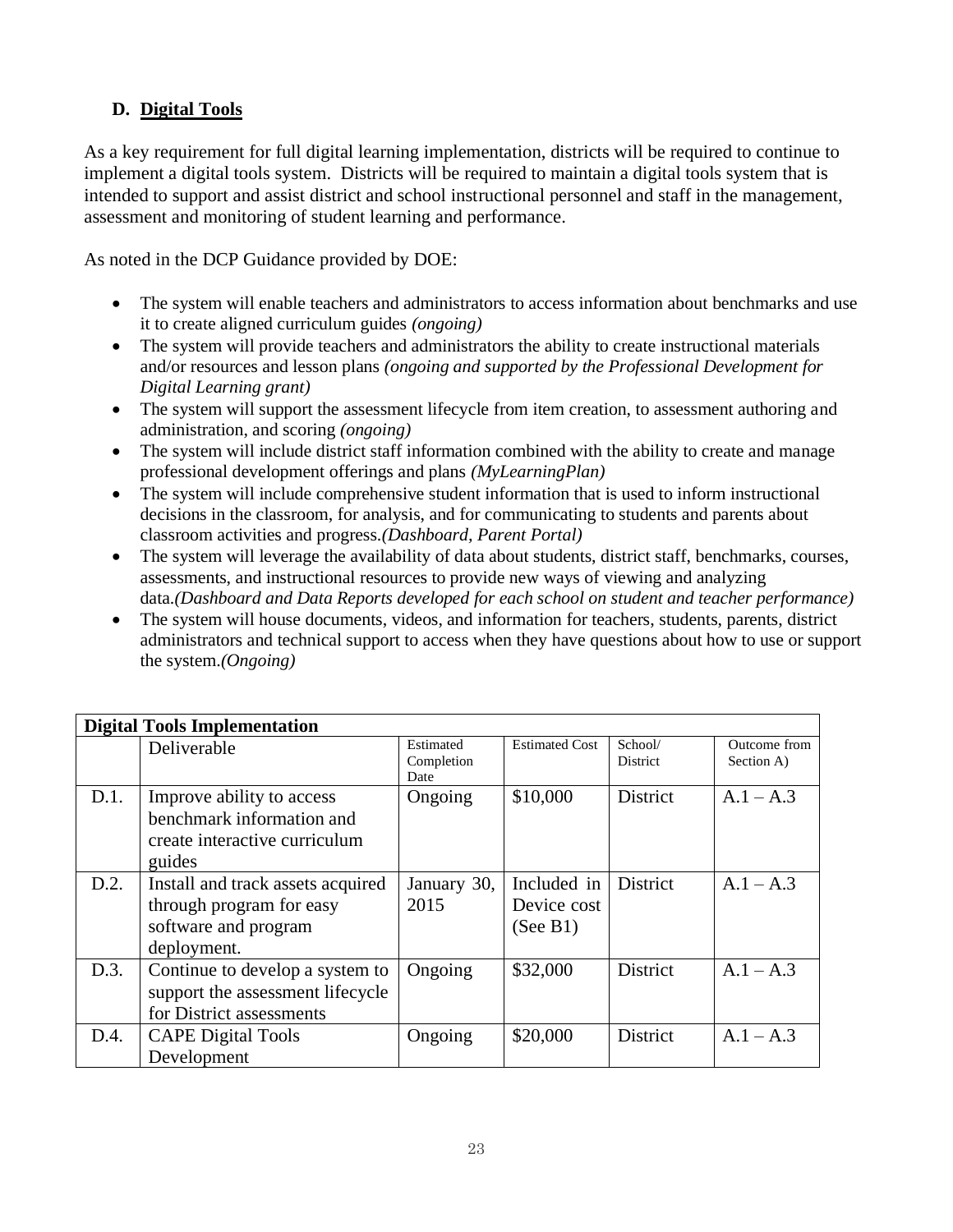### D. Digital Tools

As a key requirement for full digital learning implementation, districts will be required to continue to implement a digital tools system. Districts will be required to maintain a digital tools system that is intended to support and assist district and school instructional personnel and staff in the management, assessment and monitoring of student learning and performance.

As noted in the DCP Guidance provided by DOE:

- The system will enable teachers and administrators to access information about benchmarks and use it to create aligned curriculum guides *(ongoing)*
- The system will provide teachers and administrators the ability to create instructional materials and/or resources and lesson plans *(ongoing and supported by the Professional Development for Digital Learning grant)*
- The system will support the assessment lifecycle from item creation, to assessment authoring and administration, and scoring *(ongoing)*
- The system will include district staff information combined with the ability to create and manage professional development offerings and plans *(MyLearningPlan)*
- The system will include comprehensive student information that is used to inform instructional decisions in the classroom, for analysis, and for communicating to students and parents about classroom activities and progress.*(Dashboard, Parent Portal)*
- The system will leverage the availability of data about students, district staff, benchmarks, courses, assessments, and instructional resources to provide new ways of viewing and analyzing data.*(Dashboard and Data Reports developed for each school on student and teacher performance)*
- The system will house documents, videos, and information for teachers, students, parents, district administrators and technical support to access when they have questions about how to use or support the system.*(Ongoing)*

| **Digital Tools Implementation** | | | | | |
|---|---|---|---|---|---|
| | Deliverable | Estimated Completion Date | Estimated Cost | School/ District | Outcome from Section A) |
| D.1. | Improve ability to access benchmark information and create interactive curriculum guides | Ongoing | \$10,000 | District | A.1 – A.3 |
| D.2. | Install and track assets acquired through program for easy software and program deployment. | January 30, 2015 | Included in Device cost (See B1) | District | A.1 – A.3 |
| D.3. | Continue to develop a system to support the assessment lifecycle for District assessments | Ongoing | \$32,000 | District | A.1 – A.3 |
| D.4. | CAPE Digital Tools Development | Ongoing | \$20,000 | District | A.1 – A.3 |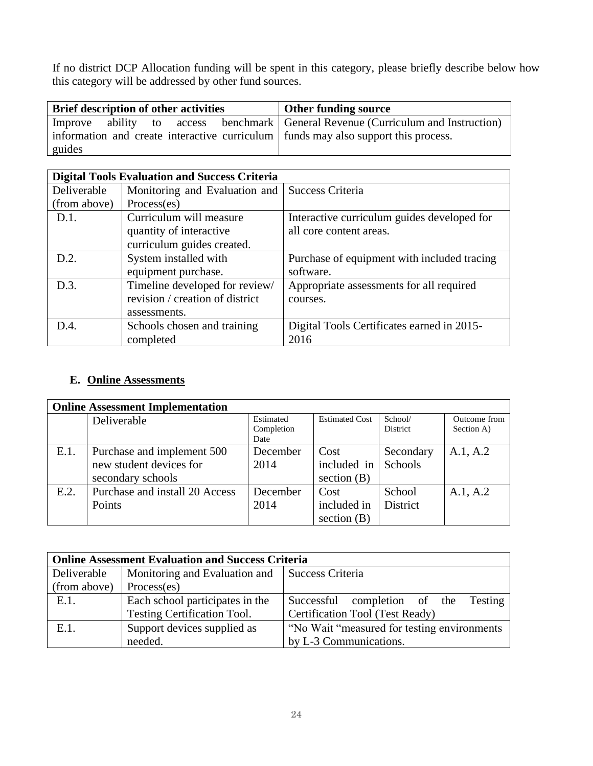If no district DCP Allocation funding will be spent in this category, please briefly describe below how this category will be addressed by other fund sources.

| Brief description of other activities | Other funding source |
|---|---|
| Improve ability to access benchmark information and create interactive curriculum guides | General Revenue (Curriculum and Instruction) funds may also support this process. |

| Digital Tools Evaluation and Success Criteria | | |
|---|---|---|
| Deliverable (from above) | Monitoring and Evaluation and Process(es) | Success Criteria |
| D.1. | Curriculum will measure quantity of interactive curriculum guides created. | Interactive curriculum guides developed for all core content areas. |
| D.2. | System installed with equipment purchase. | Purchase of equipment with included tracing software. |
| D.3. | Timeline developed for review/ revision / creation of district assessments. | Appropriate assessments for all required courses. |
| D.4. | Schools chosen and training completed | Digital Tools Certificates earned in 2015-2016 |

## E. Online Assessments

| Online Assessment Implementation | | | | | |
|---|---|---|---|---|---|
| | Deliverable | Estimated Completion Date | Estimated Cost | School/ District | Outcome from Section A) |
| E.1. | Purchase and implement 500 new student devices for secondary schools | December 2014 | Cost included in section (B) | Secondary Schools | A.1, A.2 |
| E.2. | Purchase and install 20 Access Points | December 2014 | Cost included in section (B) | School District | A.1, A.2 |

| Online Assessment Evaluation and Success Criteria | | |
|---|---|---|
| Deliverable (from above) | Monitoring and Evaluation and Process(es) | Success Criteria |
| E.1. | Each school participates in the Testing Certification Tool. | Successful completion of the Testing Certification Tool (Test Ready) |
| E.1. | Support devices supplied as needed. | "No Wait "measured for testing environments by L-3 Communications. |